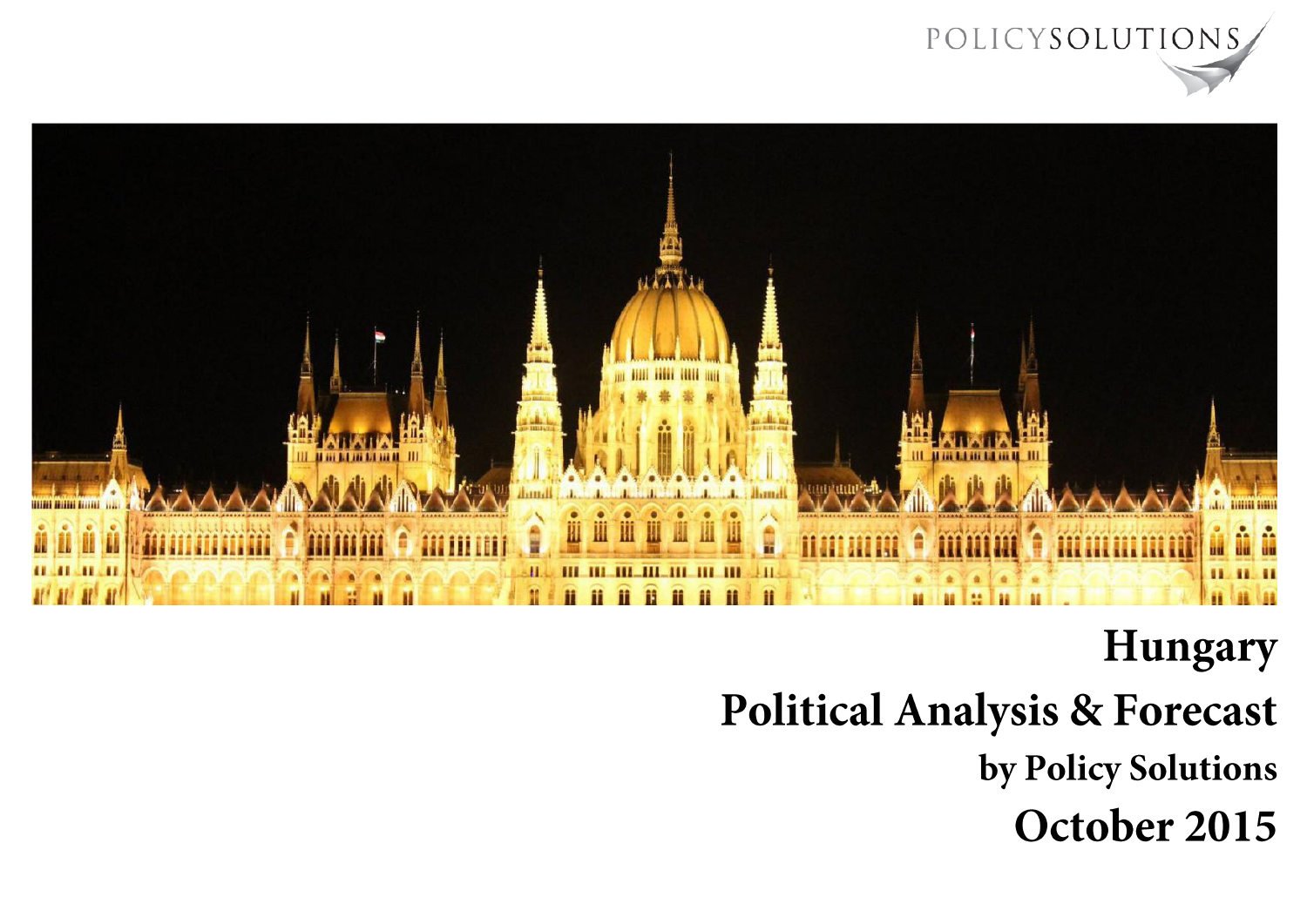POLICYSOLUTIONS

# Hungary

## Political Analysis & Forecast

### by Policy Solutions

## October 2015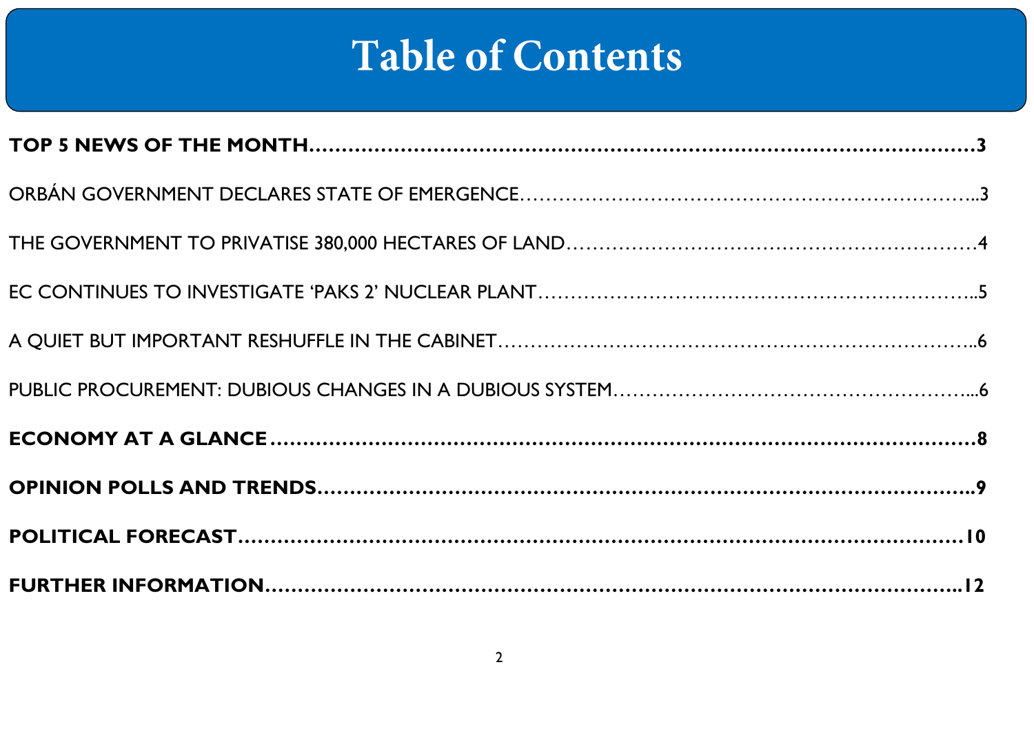# Table of Contents

**TOP 5 NEWS OF THE MONTH……………………………………………………………………………………3**

ORBÁN GOVERNMENT DECLARES STATE OF EMERGENCE…………………………………………………………..3

THE GOVERNMENT TO PRIVATISE 380,000 HECTARES OF LAND…………………………………………………4

EC CONTINUES TO INVESTIGATE 'PAKS 2' NUCLEAR PLANT………………………………………………………..5

A QUIET BUT IMPORTANT RESHUFFLE IN THE CABINET……………………………………………………………..6

PUBLIC PROCUREMENT: DUBIOUS CHANGES IN A DUBIOUS SYSTEM…………………………………………...6

**ECONOMY AT A GLANCE……………………………………………………………………………………8**

**OPINION POLLS AND TRENDS………………………………………………………………………………..9**

**POLITICAL FORECAST………………………………………………………………………………………10**

**FURTHER INFORMATION……………………………………………………………………………………..12**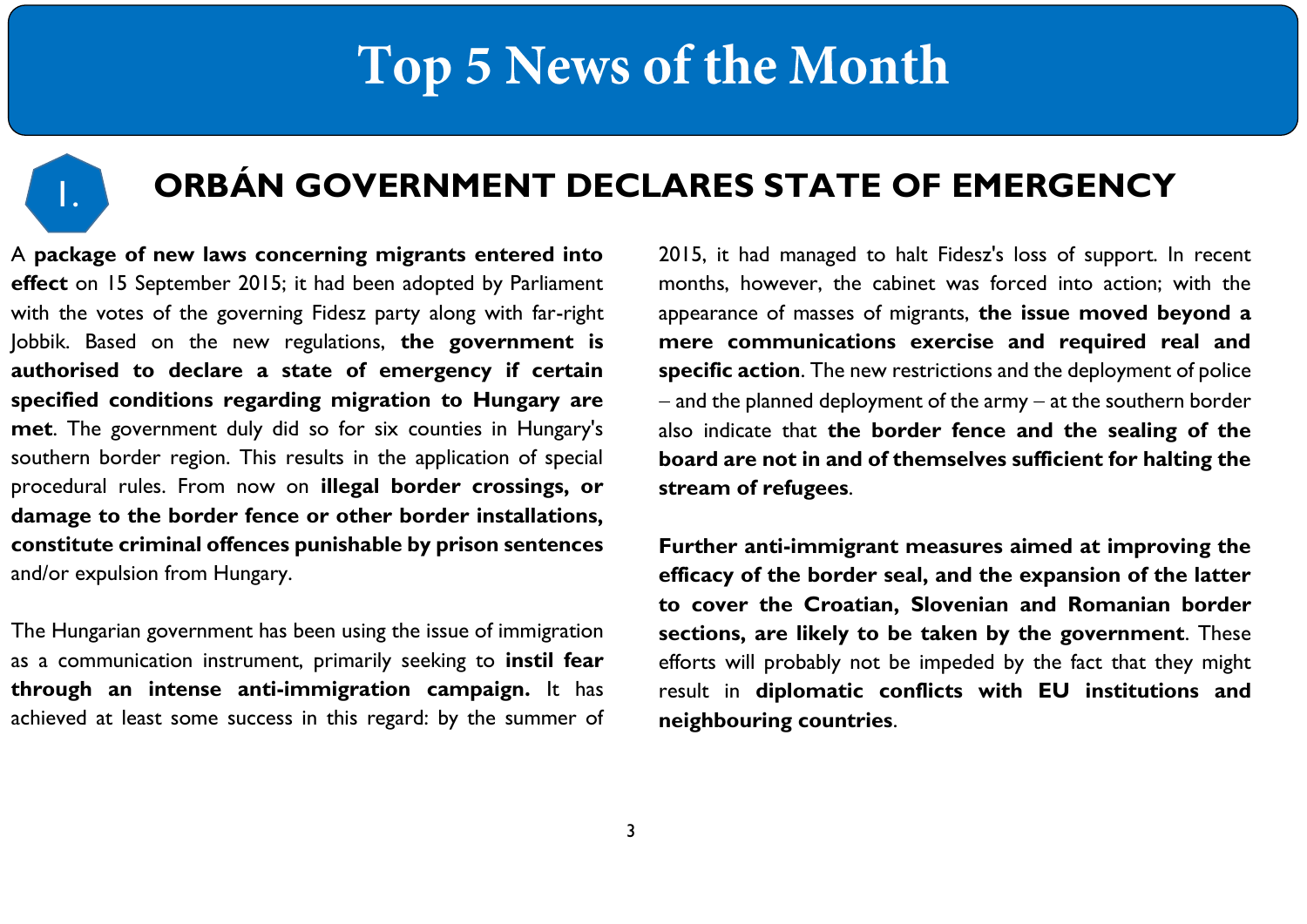# Top 5 News of the Month

## I. ORBÁN GOVERNMENT DECLARES STATE OF EMERGENCY

A **package of new laws concerning migrants entered into effect** on 15 September 2015; it had been adopted by Parliament with the votes of the governing Fidesz party along with far-right Jobbik. Based on the new regulations, **the government is authorised to declare a state of emergency if certain specified conditions regarding migration to Hungary are met**. The government duly did so for six counties in Hungary's southern border region. This results in the application of special procedural rules. From now on **illegal border crossings, or damage to the border fence or other border installations, constitute criminal offences punishable by prison sentences** and/or expulsion from Hungary.

The Hungarian government has been using the issue of immigration as a communication instrument, primarily seeking to **instil fear through an intense anti-immigration campaign.** It has achieved at least some success in this regard: by the summer of 2015, it had managed to halt Fidesz's loss of support. In recent months, however, the cabinet was forced into action; with the appearance of masses of migrants, **the issue moved beyond a mere communications exercise and required real and specific action**. The new restrictions and the deployment of police – and the planned deployment of the army – at the southern border also indicate that **the border fence and the sealing of the board are not in and of themselves sufficient for halting the stream of refugees**.

**Further anti-immigrant measures aimed at improving the efficacy of the border seal, and the expansion of the latter to cover the Croatian, Slovenian and Romanian border sections, are likely to be taken by the government**. These efforts will probably not be impeded by the fact that they might result in **diplomatic conflicts with EU institutions and neighbouring countries**.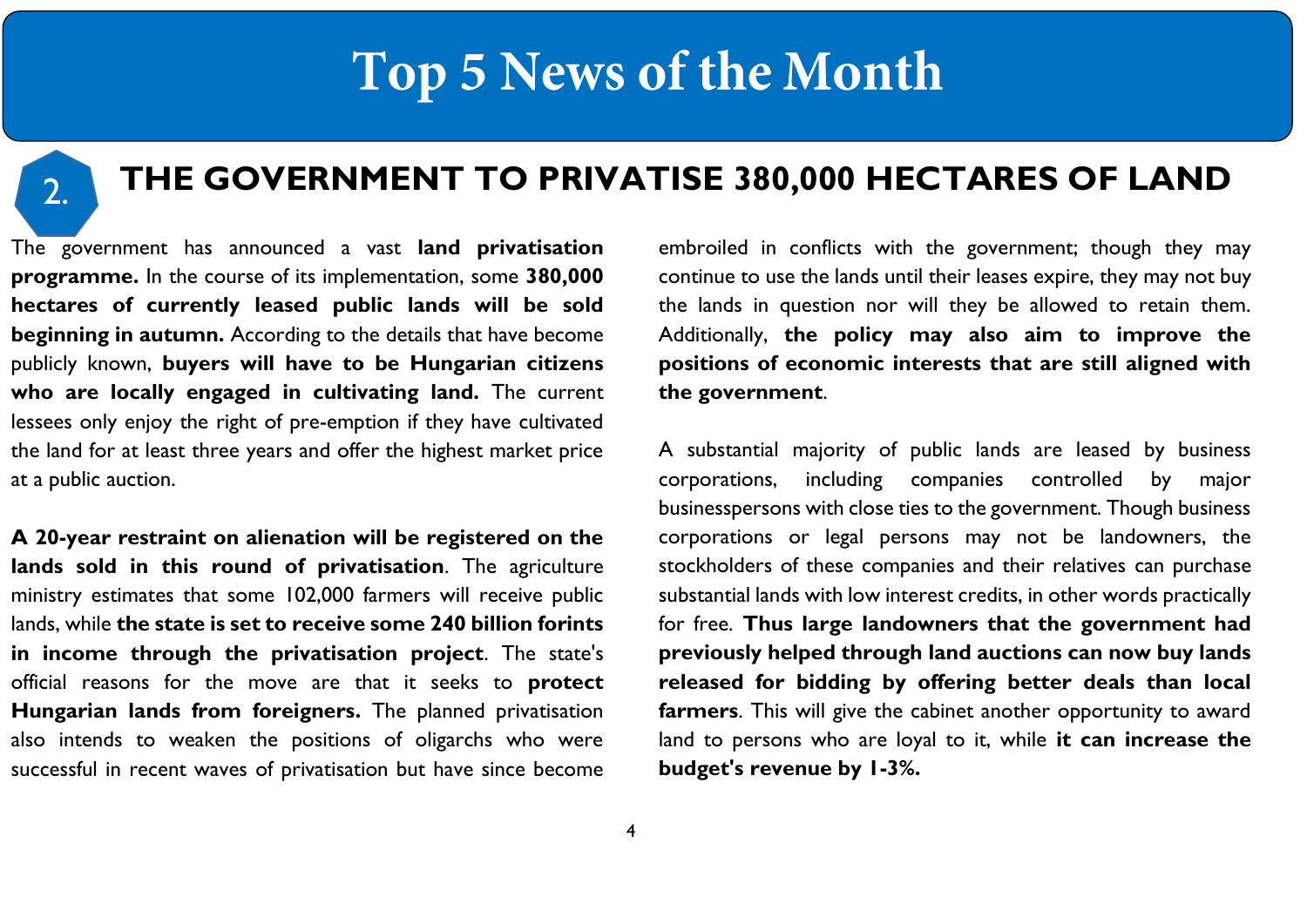# Top 5 News of the Month

## 2. THE GOVERNMENT TO PRIVATISE 380,000 HECTARES OF LAND

The government has announced a vast **land privatisation programme.** In the course of its implementation, some **380,000 hectares of currently leased public lands will be sold beginning in autumn.** According to the details that have become publicly known, **buyers will have to be Hungarian citizens who are locally engaged in cultivating land.** The current lessees only enjoy the right of pre-emption if they have cultivated the land for at least three years and offer the highest market price at a public auction.

**A 20-year restraint on alienation will be registered on the lands sold in this round of privatisation**. The agriculture ministry estimates that some 102,000 farmers will receive public lands, while **the state is set to receive some 240 billion forints in income through the privatisation project**. The state's official reasons for the move are that it seeks to **protect Hungarian lands from foreigners.** The planned privatisation also intends to weaken the positions of oligarchs who were successful in recent waves of privatisation but have since become embroiled in conflicts with the government; though they may continue to use the lands until their leases expire, they may not buy the lands in question nor will they be allowed to retain them. Additionally, **the policy may also aim to improve the positions of economic interests that are still aligned with the government**.

A substantial majority of public lands are leased by business corporations, including companies controlled by major businesspersons with close ties to the government. Though business corporations or legal persons may not be landowners, the stockholders of these companies and their relatives can purchase substantial lands with low interest credits, in other words practically for free. **Thus large landowners that the government had previously helped through land auctions can now buy lands released for bidding by offering better deals than local farmers**. This will give the cabinet another opportunity to award land to persons who are loyal to it, while **it can increase the budget's revenue by 1-3%.**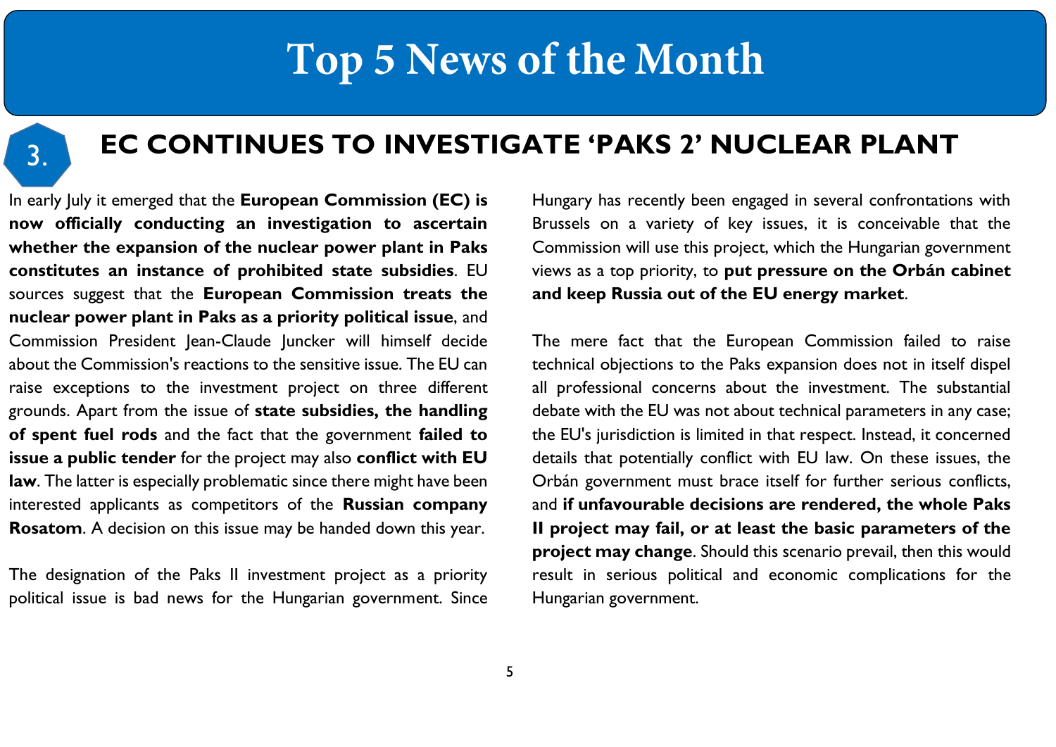# Top 5 News of the Month

## 3. EC CONTINUES TO INVESTIGATE 'PAKS 2' NUCLEAR PLANT

In early July it emerged that the **European Commission (EC) is now officially conducting an investigation to ascertain whether the expansion of the nuclear power plant in Paks constitutes an instance of prohibited state subsidies**. EU sources suggest that the **European Commission treats the nuclear power plant in Paks as a priority political issue**, and Commission President Jean-Claude Juncker will himself decide about the Commission's reactions to the sensitive issue. The EU can raise exceptions to the investment project on three different grounds. Apart from the issue of **state subsidies, the handling of spent fuel rods** and the fact that the government **failed to issue a public tender** for the project may also **conflict with EU law**. The latter is especially problematic since there might have been interested applicants as competitors of the **Russian company Rosatom**. A decision on this issue may be handed down this year.

The designation of the Paks II investment project as a priority political issue is bad news for the Hungarian government. Since Hungary has recently been engaged in several confrontations with Brussels on a variety of key issues, it is conceivable that the Commission will use this project, which the Hungarian government views as a top priority, to **put pressure on the Orbán cabinet and keep Russia out of the EU energy market**.

The mere fact that the European Commission failed to raise technical objections to the Paks expansion does not in itself dispel all professional concerns about the investment. The substantial debate with the EU was not about technical parameters in any case; the EU's jurisdiction is limited in that respect. Instead, it concerned details that potentially conflict with EU law. On these issues, the Orbán government must brace itself for further serious conflicts, and **if unfavourable decisions are rendered, the whole Paks II project may fail, or at least the basic parameters of the project may change**. Should this scenario prevail, then this would result in serious political and economic complications for the Hungarian government.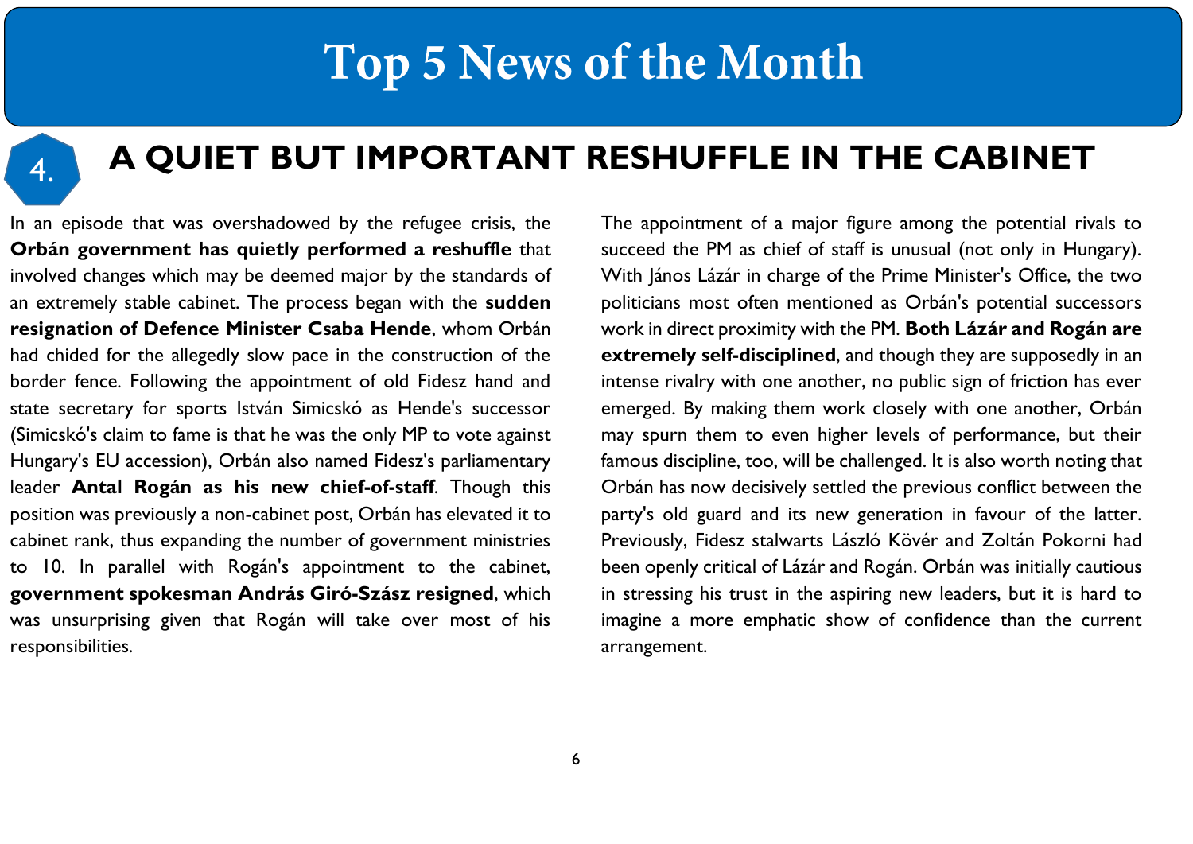# Top 5 News of the Month

## 4. A QUIET BUT IMPORTANT RESHUFFLE IN THE CABINET

In an episode that was overshadowed by the refugee crisis, the **Orbán government has quietly performed a reshuffle** that involved changes which may be deemed major by the standards of an extremely stable cabinet. The process began with the **sudden resignation of Defence Minister Csaba Hende**, whom Orbán had chided for the allegedly slow pace in the construction of the border fence. Following the appointment of old Fidesz hand and state secretary for sports István Simicskó as Hende's successor (Simicskó's claim to fame is that he was the only MP to vote against Hungary's EU accession), Orbán also named Fidesz's parliamentary leader **Antal Rogán as his new chief-of-staff**. Though this position was previously a non-cabinet post, Orbán has elevated it to cabinet rank, thus expanding the number of government ministries to 10. In parallel with Rogán's appointment to the cabinet, **government spokesman András Giró-Szász resigned**, which was unsurprising given that Rogán will take over most of his responsibilities.

The appointment of a major figure among the potential rivals to succeed the PM as chief of staff is unusual (not only in Hungary). With János Lázár in charge of the Prime Minister's Office, the two politicians most often mentioned as Orbán's potential successors work in direct proximity with the PM. **Both Lázár and Rogán are extremely self-disciplined**, and though they are supposedly in an intense rivalry with one another, no public sign of friction has ever emerged. By making them work closely with one another, Orbán may spurn them to even higher levels of performance, but their famous discipline, too, will be challenged. It is also worth noting that Orbán has now decisively settled the previous conflict between the party's old guard and its new generation in favour of the latter. Previously, Fidesz stalwarts László Kövér and Zoltán Pokorni had been openly critical of Lázár and Rogán. Orbán was initially cautious in stressing his trust in the aspiring new leaders, but it is hard to imagine a more emphatic show of confidence than the current arrangement.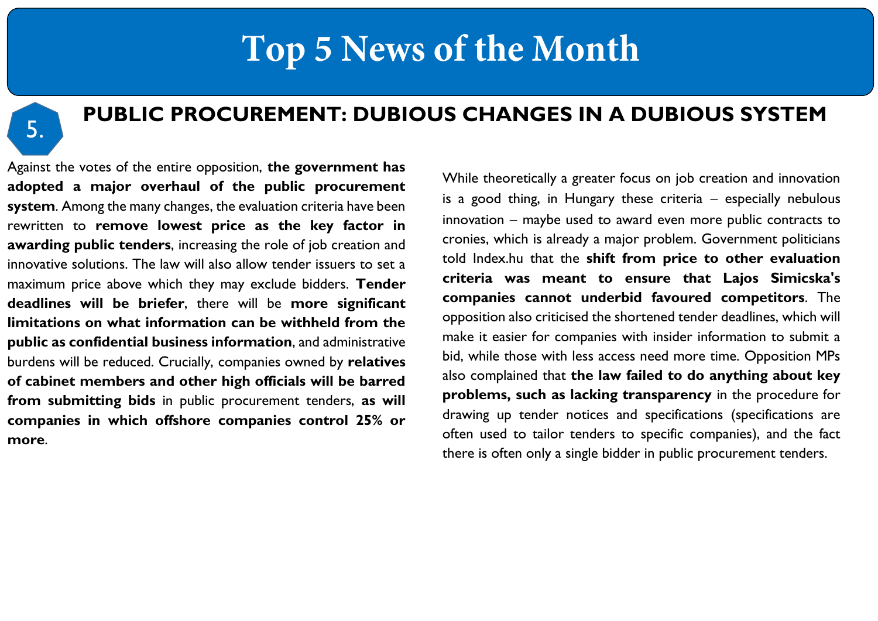# Top 5 News of the Month

## 5. PUBLIC PROCUREMENT: DUBIOUS CHANGES IN A DUBIOUS SYSTEM

Against the votes of the entire opposition, **the government has adopted a major overhaul of the public procurement system**. Among the many changes, the evaluation criteria have been rewritten to **remove lowest price as the key factor in awarding public tenders**, increasing the role of job creation and innovative solutions. The law will also allow tender issuers to set a maximum price above which they may exclude bidders. **Tender deadlines will be briefer**, there will be **more significant limitations on what information can be withheld from the public as confidential business information**, and administrative burdens will be reduced. Crucially, companies owned by **relatives of cabinet members and other high officials will be barred from submitting bids** in public procurement tenders, **as will companies in which offshore companies control 25% or more**.

While theoretically a greater focus on job creation and innovation is a good thing, in Hungary these criteria – especially nebulous innovation – maybe used to award even more public contracts to cronies, which is already a major problem. Government politicians told Index.hu that the **shift from price to other evaluation criteria was meant to ensure that Lajos Simicska's companies cannot underbid favoured competitors**. The opposition also criticised the shortened tender deadlines, which will make it easier for companies with insider information to submit a bid, while those with less access need more time. Opposition MPs also complained that **the law failed to do anything about key problems, such as lacking transparency** in the procedure for drawing up tender notices and specifications (specifications are often used to tailor tenders to specific companies), and the fact there is often only a single bidder in public procurement tenders.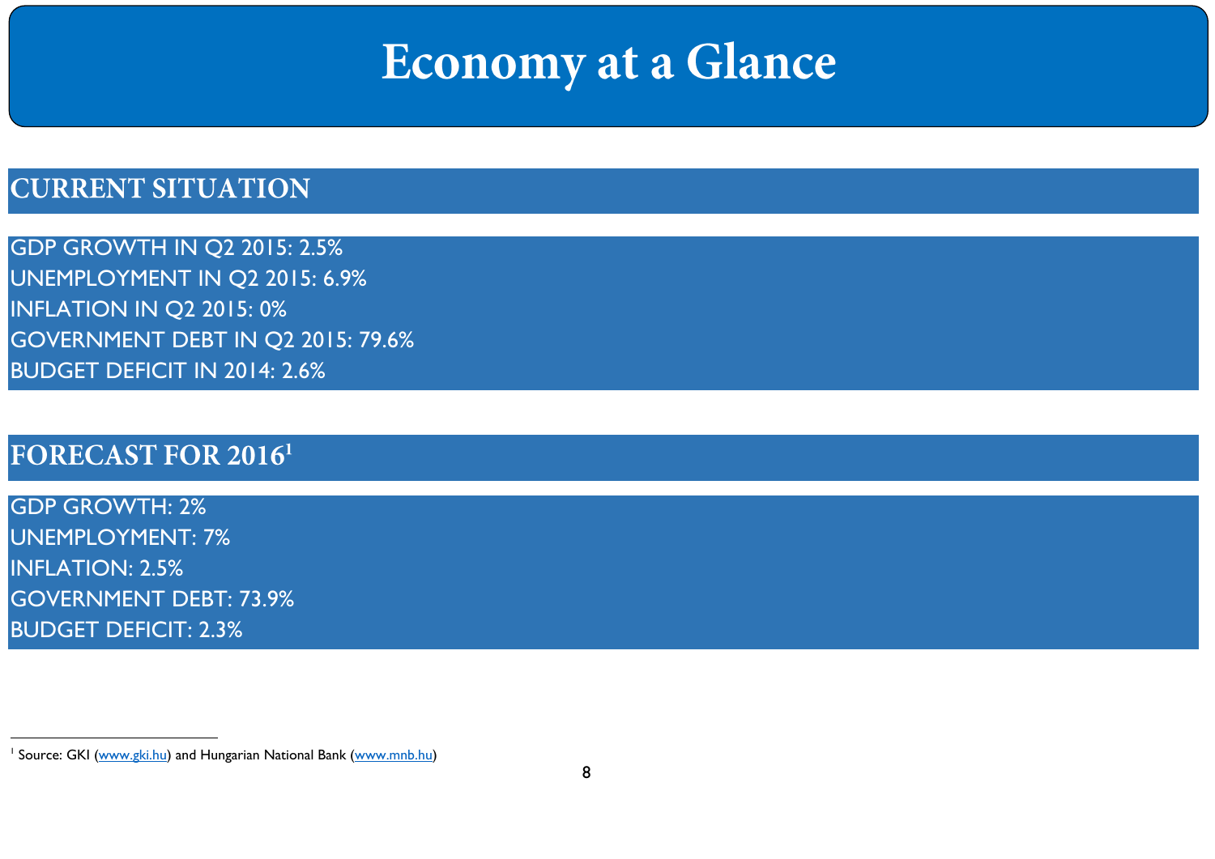# Economy at a Glance

## CURRENT SITUATION

GDP GROWTH IN Q2 2015: 2.5%
UNEMPLOYMENT IN Q2 2015: 6.9%
INFLATION IN Q2 2015: 0%
GOVERNMENT DEBT IN Q2 2015: 79.6%
BUDGET DEFICIT IN 2014: 2.6%

## FORECAST FOR 2016[1]

GDP GROWTH: 2%
UNEMPLOYMENT: 7%
INFLATION: 2.5%
GOVERNMENT DEBT: 73.9%
BUDGET DEFICIT: 2.3%

---

[1] Source: GKI (www.gki.hu) and Hungarian National Bank (www.mnb.hu)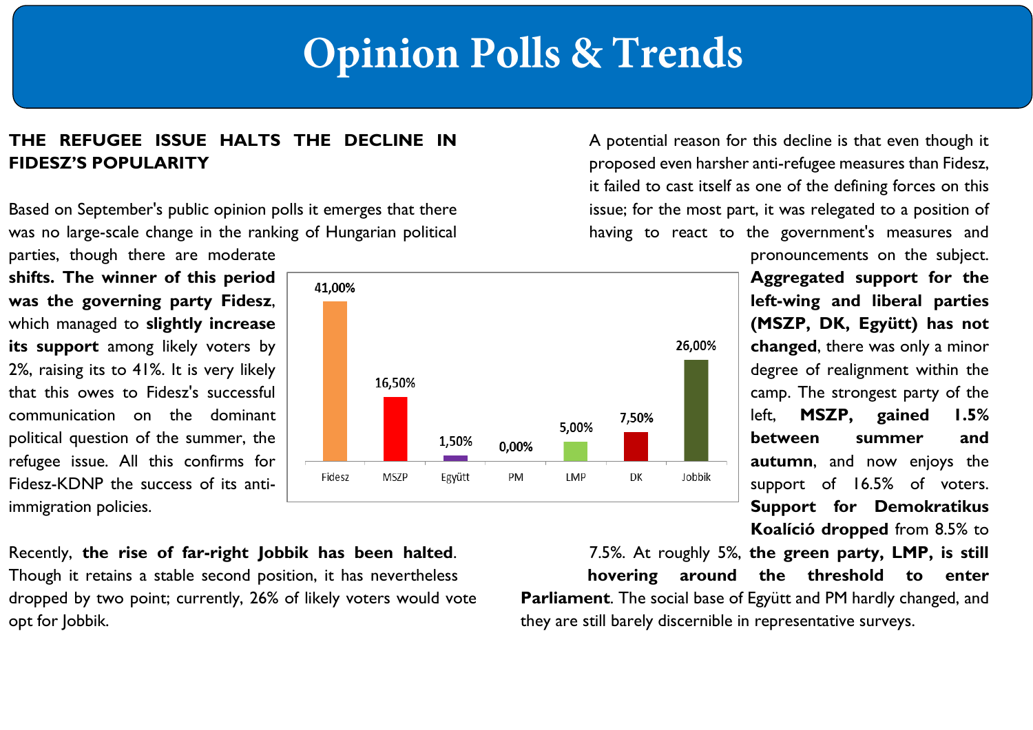# Opinion Polls & Trends

## THE REFUGEE ISSUE HALTS THE DECLINE IN FIDESZ'S POPULARITY

Based on September's public opinion polls it emerges that there was no large-scale change in the ranking of Hungarian political parties, though there are moderate shifts. **The winner of this period was the governing party Fidesz**, which managed to **slightly increase its support** among likely voters by 2%, raising its to 41%. It is very likely that this owes to Fidesz's successful communication on the dominant political question of the summer, the refugee issue. All this confirms for Fidesz-KDNP the success of its anti-immigration policies.

| Fidesz | MSZP | Együtt | PM | LMP | DK | Jobbik |
|---|---|---|---|---|---|---|
| 41,00% | 16,50% | 1,50% | 0,00% | 5,00% | 7,50% | 26,00% |

Recently, **the rise of far-right Jobbik has been halted**. Though it retains a stable second position, it has nevertheless dropped by two point; currently, 26% of likely voters would vote opt for Jobbik.

A potential reason for this decline is that even though it proposed even harsher anti-refugee measures than Fidesz, it failed to cast itself as one of the defining forces on this issue; for the most part, it was relegated to a position of having to react to the government's measures and pronouncements on the subject. **Aggregated support for the left-wing and liberal parties (MSZP, DK, Együtt) has not changed**, there was only a minor degree of realignment within the camp. The strongest party of the left, **MSZP, gained 1.5% between summer and autumn**, and now enjoys the support of 16.5% of voters. **Support for Demokratikus Koalíció dropped** from 8.5% to 7.5%. At roughly 5%, **the green party, LMP, is still hovering around the threshold to enter Parliament**. The social base of Együtt and PM hardly changed, and they are still barely discernible in representative surveys.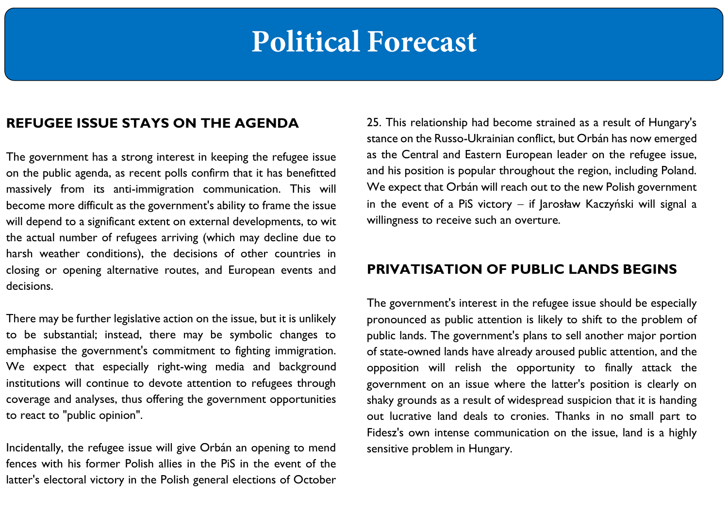# Political Forecast

## REFUGEE ISSUE STAYS ON THE AGENDA

The government has a strong interest in keeping the refugee issue on the public agenda, as recent polls confirm that it has benefitted massively from its anti-immigration communication. This will become more difficult as the government's ability to frame the issue will depend to a significant extent on external developments, to wit the actual number of refugees arriving (which may decline due to harsh weather conditions), the decisions of other countries in closing or opening alternative routes, and European events and decisions.

There may be further legislative action on the issue, but it is unlikely to be substantial; instead, there may be symbolic changes to emphasise the government's commitment to fighting immigration. We expect that especially right-wing media and background institutions will continue to devote attention to refugees through coverage and analyses, thus offering the government opportunities to react to "public opinion".

Incidentally, the refugee issue will give Orbán an opening to mend fences with his former Polish allies in the PiS in the event of the latter's electoral victory in the Polish general elections of October 25. This relationship had become strained as a result of Hungary's stance on the Russo-Ukrainian conflict, but Orbán has now emerged as the Central and Eastern European leader on the refugee issue, and his position is popular throughout the region, including Poland. We expect that Orbán will reach out to the new Polish government in the event of a PiS victory – if Jarosław Kaczyński will signal a willingness to receive such an overture.

## PRIVATISATION OF PUBLIC LANDS BEGINS

The government's interest in the refugee issue should be especially pronounced as public attention is likely to shift to the problem of public lands. The government's plans to sell another major portion of state-owned lands have already aroused public attention, and the opposition will relish the opportunity to finally attack the government on an issue where the latter's position is clearly on shaky grounds as a result of widespread suspicion that it is handing out lucrative land deals to cronies. Thanks in no small part to Fidesz's own intense communication on the issue, land is a highly sensitive problem in Hungary.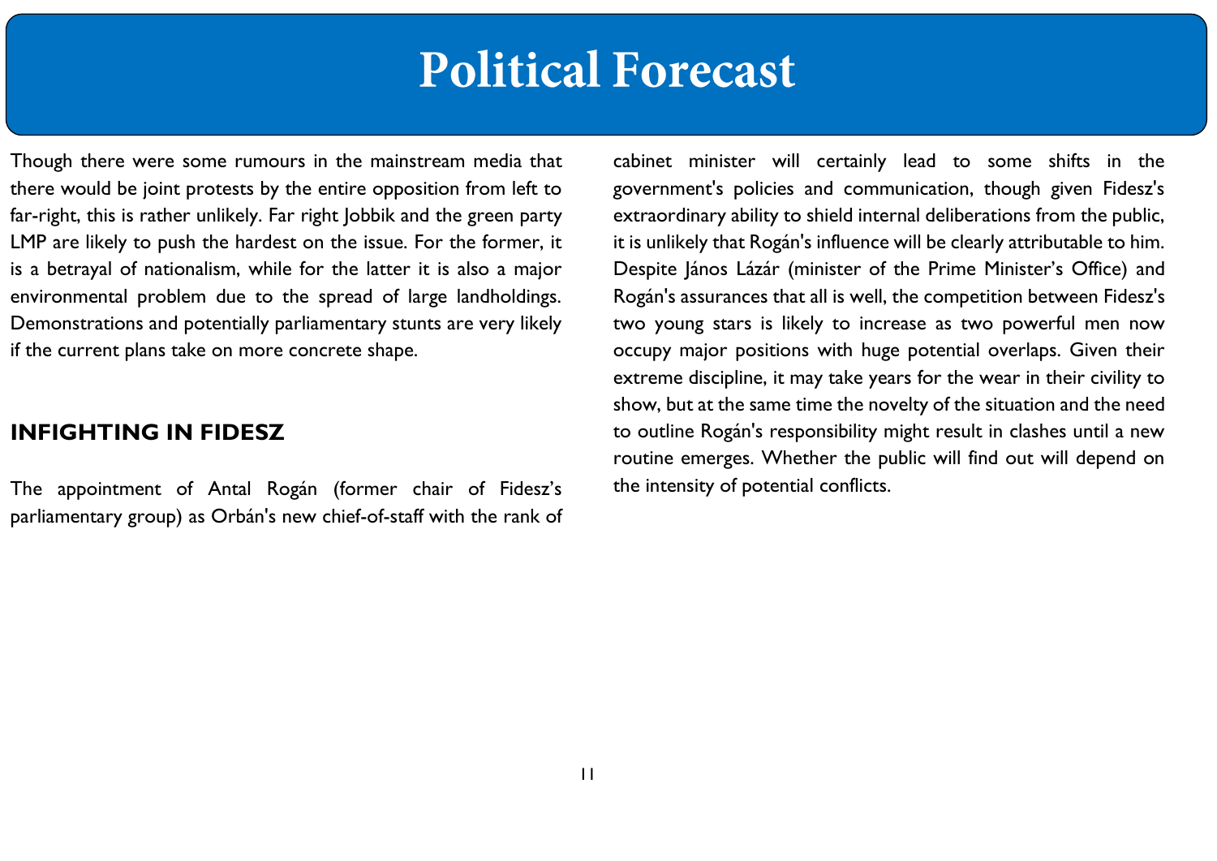Though there were some rumours in the mainstream media that there would be joint protests by the entire opposition from left to far-right, this is rather unlikely. Far right Jobbik and the green party LMP are likely to push the hardest on the issue. For the former, it is a betrayal of nationalism, while for the latter it is also a major environmental problem due to the spread of large landholdings. Demonstrations and potentially parliamentary stunts are very likely if the current plans take on more concrete shape.

## INFIGHTING IN FIDESZ

The appointment of Antal Rogán (former chair of Fidesz's parliamentary group) as Orbán's new chief-of-staff with the rank of cabinet minister will certainly lead to some shifts in the government's policies and communication, though given Fidesz's extraordinary ability to shield internal deliberations from the public, it is unlikely that Rogán's influence will be clearly attributable to him. Despite János Lázár (minister of the Prime Minister's Office) and Rogán's assurances that all is well, the competition between Fidesz's two young stars is likely to increase as two powerful men now occupy major positions with huge potential overlaps. Given their extreme discipline, it may take years for the wear in their civility to show, but at the same time the novelty of the situation and the need to outline Rogán's responsibility might result in clashes until a new routine emerges. Whether the public will find out will depend on the intensity of potential conflicts.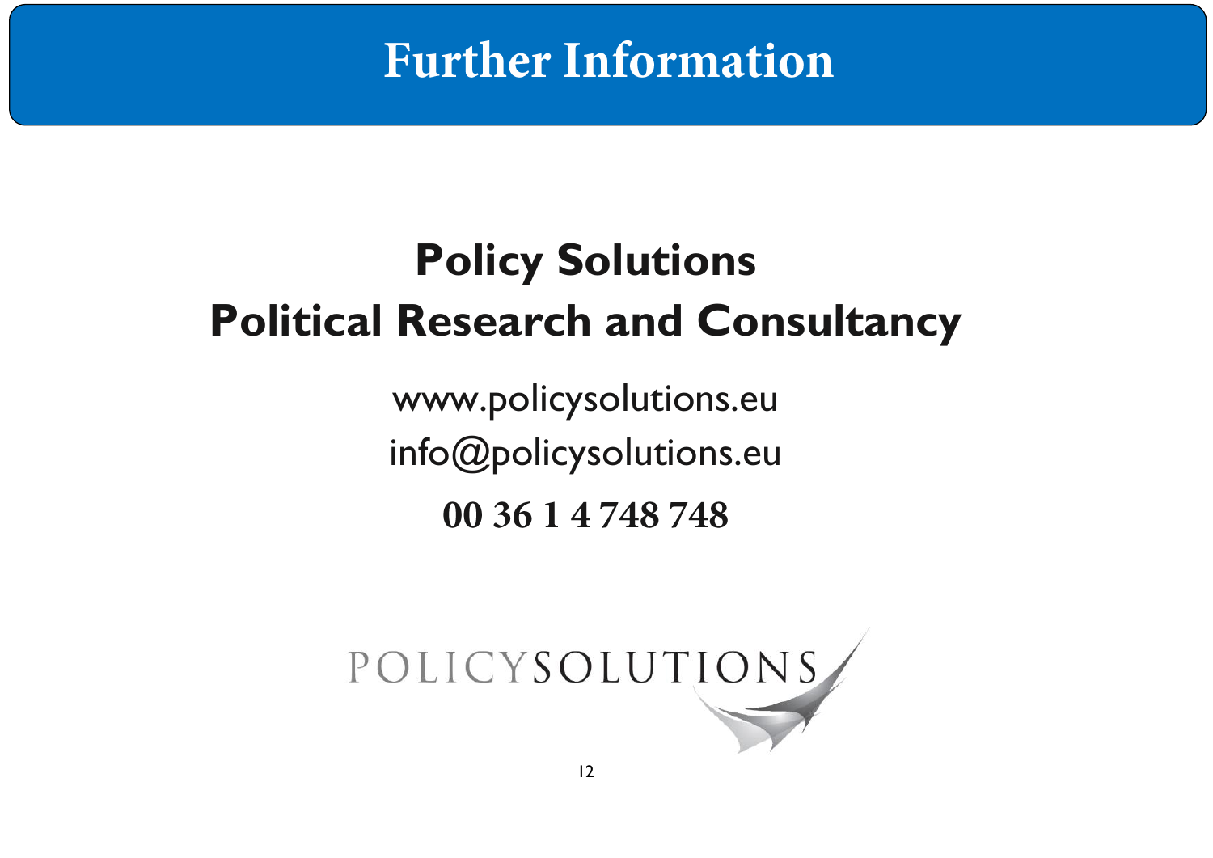# Further Information

## Policy Solutions
## Political Research and Consultancy

www.policysolutions.eu

info@policysolutions.eu

**00 36 1 4 748 748**

POLICYSOLUTIONS